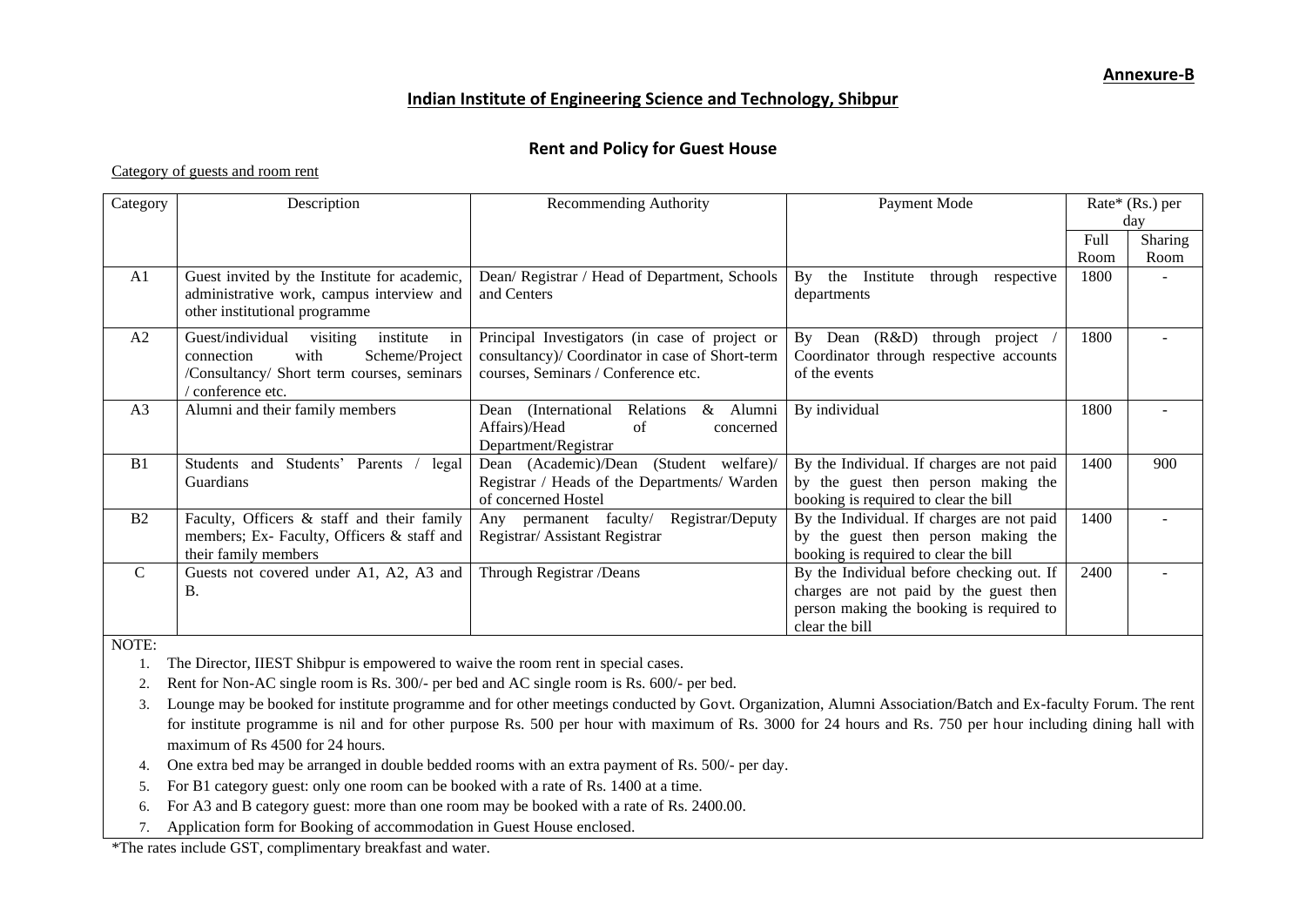**Annexure-B**

## Indian Institute of Engineering Science and Technology, Shibpur

### Rent and Policy for Guest House

Category of guests and room rent

| Category | Description | Recommending Authority | Payment Mode | Rate* (Rs.) per day | |
|---|---|---|---|---|---|
| | | | | Full Room | Sharing Room |
| A1 | Guest invited by the Institute for academic, administrative work, campus interview and other institutional programme | Dean/ Registrar / Head of Department, Schools and Centers | By the Institute through respective departments | 1800 | - |
| A2 | Guest/individual visiting institute in connection with Scheme/Project /Consultancy/ Short term courses, seminars / conference etc. | Principal Investigators (in case of project or consultancy)/ Coordinator in case of Short-term courses, Seminars / Conference etc. | By Dean (R&D) through project / Coordinator through respective accounts of the events | 1800 | - |
| A3 | Alumni and their family members | Dean (International Relations & Alumni Affairs)/Head of concerned Department/Registrar | By individual | 1800 | - |
| B1 | Students and Students' Parents / legal Guardians | Dean (Academic)/Dean (Student welfare)/ Registrar / Heads of the Departments/ Warden of concerned Hostel | By the Individual. If charges are not paid by the guest then person making the booking is required to clear the bill | 1400 | 900 |
| B2 | Faculty, Officers & staff and their family members; Ex- Faculty, Officers & staff and their family members | Any permanent faculty/ Registrar/Deputy Registrar/ Assistant Registrar | By the Individual. If charges are not paid by the guest then person making the booking is required to clear the bill | 1400 | - |
| C | Guests not covered under A1, A2, A3 and B. | Through Registrar /Deans | By the Individual before checking out. If charges are not paid by the guest then person making the booking is required to clear the bill | 2400 | - |

NOTE:

1. The Director, IIEST Shibpur is empowered to waive the room rent in special cases.
2. Rent for Non-AC single room is Rs. 300/- per bed and AC single room is Rs. 600/- per bed.
3. Lounge may be booked for institute programme and for other meetings conducted by Govt. Organization, Alumni Association/Batch and Ex-faculty Forum. The rent for institute programme is nil and for other purpose Rs. 500 per hour with maximum of Rs. 3000 for 24 hours and Rs. 750 per hour including dining hall with maximum of Rs 4500 for 24 hours.
4. One extra bed may be arranged in double bedded rooms with an extra payment of Rs. 500/- per day.
5. For B1 category guest: only one room can be booked with a rate of Rs. 1400 at a time.
6. For A3 and B category guest: more than one room may be booked with a rate of Rs. 2400.00.
7. Application form for Booking of accommodation in Guest House enclosed.

*The rates include GST, complimentary breakfast and water.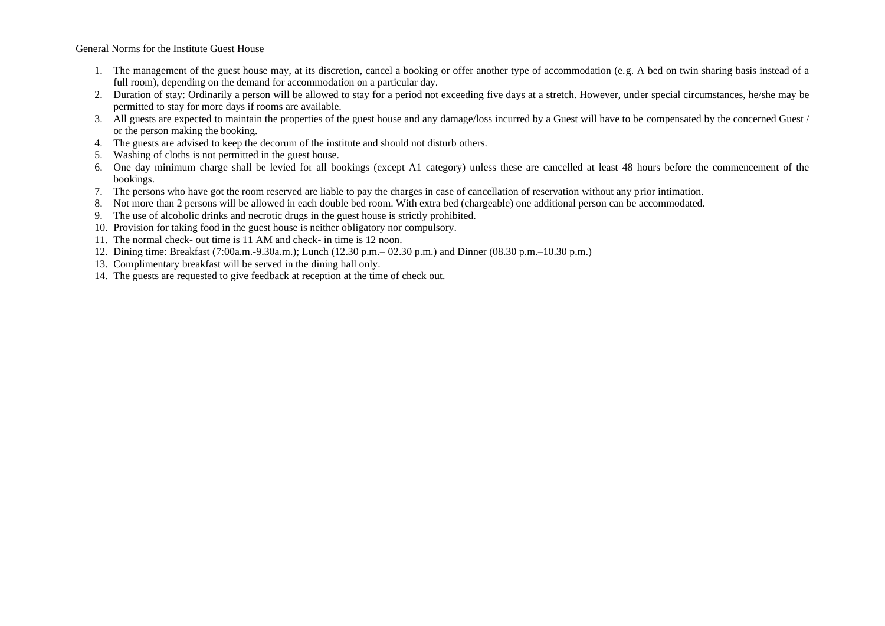General Norms for the Institute Guest House

1. The management of the guest house may, at its discretion, cancel a booking or offer another type of accommodation (e.g. A bed on twin sharing basis instead of a full room), depending on the demand for accommodation on a particular day.
2. Duration of stay: Ordinarily a person will be allowed to stay for a period not exceeding five days at a stretch. However, under special circumstances, he/she may be permitted to stay for more days if rooms are available.
3. All guests are expected to maintain the properties of the guest house and any damage/loss incurred by a Guest will have to be compensated by the concerned Guest / or the person making the booking.
4. The guests are advised to keep the decorum of the institute and should not disturb others.
5. Washing of cloths is not permitted in the guest house.
6. One day minimum charge shall be levied for all bookings (except A1 category) unless these are cancelled at least 48 hours before the commencement of the bookings.
7. The persons who have got the room reserved are liable to pay the charges in case of cancellation of reservation without any prior intimation.
8. Not more than 2 persons will be allowed in each double bed room. With extra bed (chargeable) one additional person can be accommodated.
9. The use of alcoholic drinks and necrotic drugs in the guest house is strictly prohibited.
10. Provision for taking food in the guest house is neither obligatory nor compulsory.
11. The normal check- out time is 11 AM and check- in time is 12 noon.
12. Dining time: Breakfast (7:00a.m.-9.30a.m.); Lunch (12.30 p.m.– 02.30 p.m.) and Dinner (08.30 p.m.–10.30 p.m.)
13. Complimentary breakfast will be served in the dining hall only.
14. The guests are requested to give feedback at reception at the time of check out.